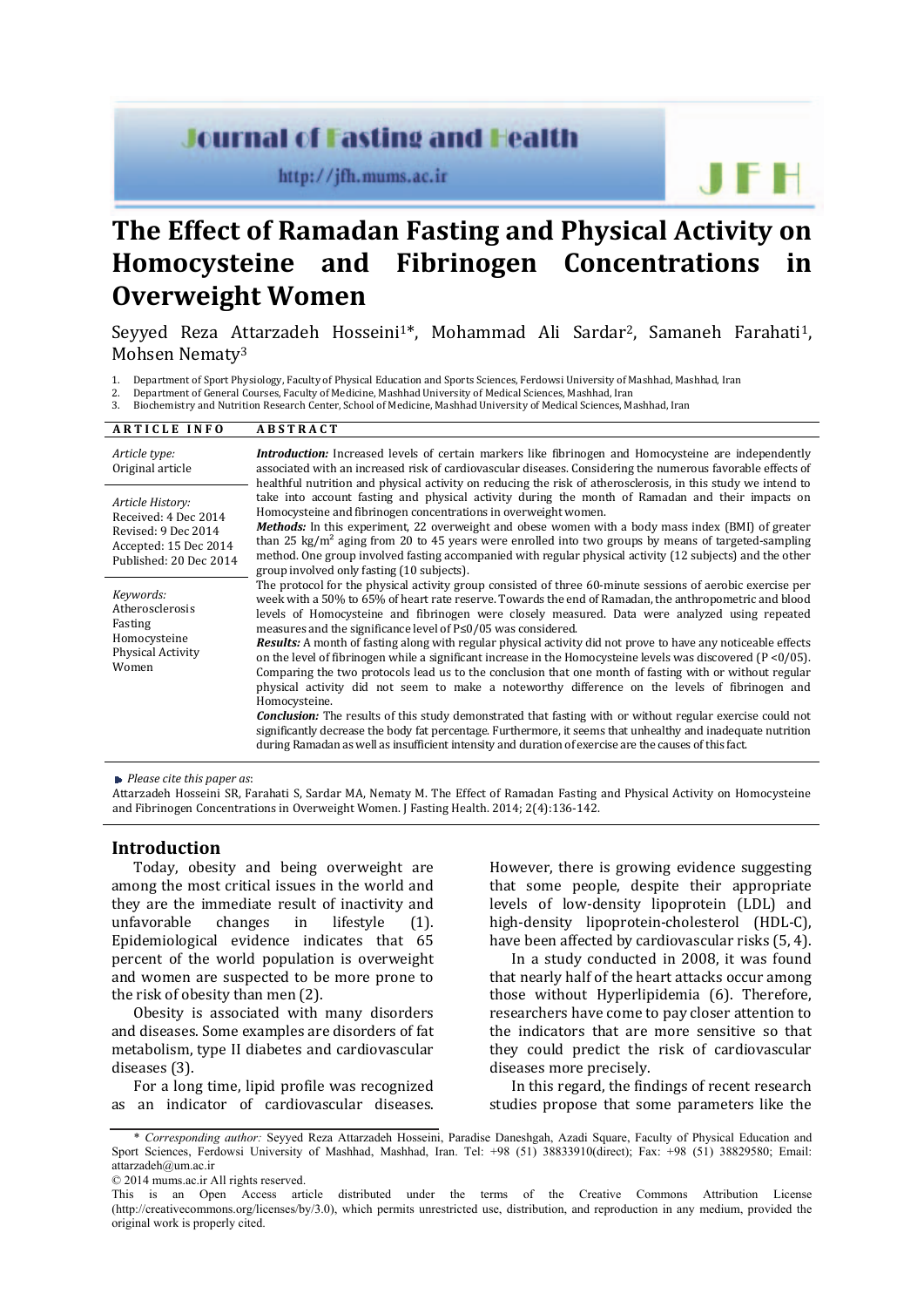# The Effect of Ramadan Fasting and Physical Activity on Homocysteine and Fibrinogen Concentrations in Overweight Women

Seyyed Reza Attarzadeh Hosseini[1]*, Mohammad Ali Sardar[2], Samaneh Farahati[1], Mohsen Nematy[3]

1. Department of Sport Physiology, Faculty of Physical Education and Sports Sciences, Ferdowsi University of Mashhad, Mashhad, Iran
2. Department of General Courses, Faculty of Medicine, Mashhad University of Medical Sciences, Mashhad, Iran
3. Biochemistry and Nutrition Research Center, School of Medicine, Mashhad University of Medical Sciences, Mashhad, Iran

**ARTICLE INFO**

*Article type:*
Original article

*Article History:*
Received: 4 Dec 2014
Revised: 9 Dec 2014
Accepted: 15 Dec 2014
Published: 20 Dec 2014

*Keywords:*
Atherosclerosis
Fasting
Homocysteine
Physical Activity
Women

**ABSTRACT**

***Introduction:*** Increased levels of certain markers like fibrinogen and Homocysteine are independently associated with an increased risk of cardiovascular diseases. Considering the numerous favorable effects of healthful nutrition and physical activity on reducing the risk of atherosclerosis, in this study we intend to take into account fasting and physical activity during the month of Ramadan and their impacts on Homocysteine and fibrinogen concentrations in overweight women.

***Methods:*** In this experiment, 22 overweight and obese women with a body mass index (BMI) of greater than 25 kg/m$^2$ aging from 20 to 45 years were enrolled into two groups by means of targeted-sampling method. One group involved fasting accompanied with regular physical activity (12 subjects) and the other group involved only fasting (10 subjects).

The protocol for the physical activity group consisted of three 60-minute sessions of aerobic exercise per week with a 50% to 65% of heart rate reserve. Towards the end of Ramadan, the anthropometric and blood levels of Homocysteine and fibrinogen were closely measured. Data were analyzed using repeated measures and the significance level of P≤0/05 was considered.

***Results:*** A month of fasting along with regular physical activity did not prove to have any noticeable effects on the level of fibrinogen while a significant increase in the Homocysteine levels was discovered (P <0/05). Comparing the two protocols lead us to the conclusion that one month of fasting with or without regular physical activity did not seem to make a noteworthy difference on the levels of fibrinogen and Homocysteine.

***Conclusion:*** The results of this study demonstrated that fasting with or without regular exercise could not significantly decrease the body fat percentage. Furthermore, it seems that unhealthy and inadequate nutrition during Ramadan as well as insufficient intensity and duration of exercise are the causes of this fact.

*Please cite this paper as*:
Attarzadeh Hosseini SR, Farahati S, Sardar MA, Nematy M. The Effect of Ramadan Fasting and Physical Activity on Homocysteine and Fibrinogen Concentrations in Overweight Women. J Fasting Health. 2014; 2(4):136-142.

## Introduction

Today, obesity and being overweight are among the most critical issues in the world and they are the immediate result of inactivity and unfavorable changes in lifestyle (1). Epidemiological evidence indicates that 65 percent of the world population is overweight and women are suspected to be more prone to the risk of obesity than men (2).

Obesity is associated with many disorders and diseases. Some examples are disorders of fat metabolism, type II diabetes and cardiovascular diseases (3).

For a long time, lipid profile was recognized as an indicator of cardiovascular diseases. However, there is growing evidence suggesting that some people, despite their appropriate levels of low-density lipoprotein (LDL) and high-density lipoprotein-cholesterol (HDL-C), have been affected by cardiovascular risks (5, 4).

In a study conducted in 2008, it was found that nearly half of the heart attacks occur among those without Hyperlipidemia (6). Therefore, researchers have come to pay closer attention to the indicators that are more sensitive so that they could predict the risk of cardiovascular diseases more precisely.

In this regard, the findings of recent research studies propose that some parameters like the

\* *Corresponding author:* Seyyed Reza Attarzadeh Hosseini, Paradise Daneshgah, Azadi Square, Faculty of Physical Education and Sport Sciences, Ferdowsi University of Mashhad, Mashhad, Iran. Tel: +98 (51) 38833910(direct); Fax: +98 (51) 38829580; Email: attarzadeh@um.ac.ir

© 2014 mums.ac.ir All rights reserved.

This is an Open Access article distributed under the terms of the Creative Commons Attribution License (http://creativecommons.org/licenses/by/3.0), which permits unrestricted use, distribution, and reproduction in any medium, provided the original work is properly cited.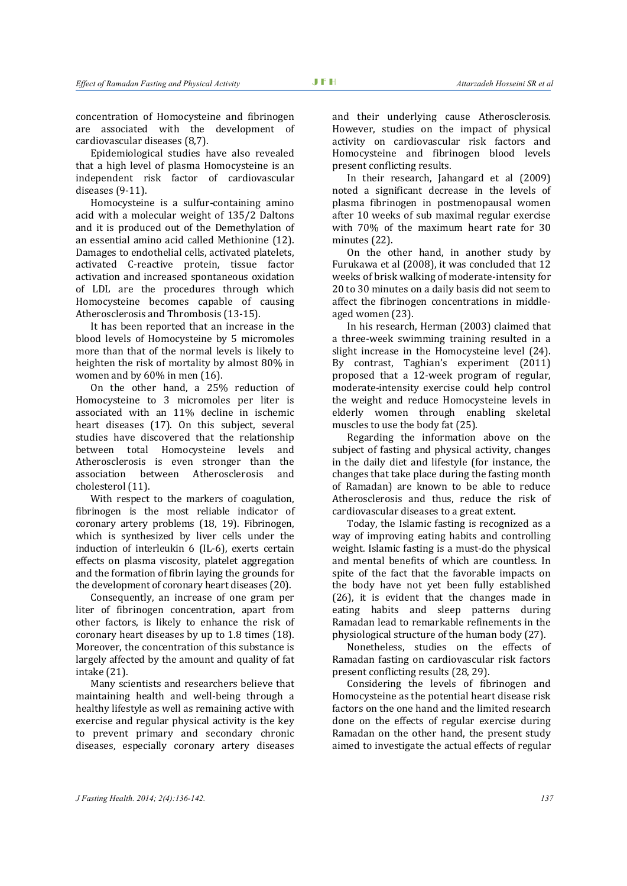concentration of Homocysteine and fibrinogen are associated with the development of cardiovascular diseases (8,7).

Epidemiological studies have also revealed that a high level of plasma Homocysteine is an independent risk factor of cardiovascular diseases (9-11).

Homocysteine is a sulfur-containing amino acid with a molecular weight of 135/2 Daltons and it is produced out of the Demethylation of an essential amino acid called Methionine (12). Damages to endothelial cells, activated platelets, activated C-reactive protein, tissue factor activation and increased spontaneous oxidation of LDL are the procedures through which Homocysteine becomes capable of causing Atherosclerosis and Thrombosis (13-15).

It has been reported that an increase in the blood levels of Homocysteine by 5 micromoles more than that of the normal levels is likely to heighten the risk of mortality by almost 80% in women and by 60% in men (16).

On the other hand, a 25% reduction of Homocysteine to 3 micromoles per liter is associated with an 11% decline in ischemic heart diseases (17). On this subject, several studies have discovered that the relationship between total Homocysteine levels and Atherosclerosis is even stronger than the association between Atherosclerosis and cholesterol (11).

With respect to the markers of coagulation, fibrinogen is the most reliable indicator of coronary artery problems (18, 19). Fibrinogen, which is synthesized by liver cells under the induction of interleukin 6 (IL-6), exerts certain effects on plasma viscosity, platelet aggregation and the formation of fibrin laying the grounds for the development of coronary heart diseases (20).

Consequently, an increase of one gram per liter of fibrinogen concentration, apart from other factors, is likely to enhance the risk of coronary heart diseases by up to 1.8 times (18). Moreover, the concentration of this substance is largely affected by the amount and quality of fat intake (21).

Many scientists and researchers believe that maintaining health and well-being through a healthy lifestyle as well as remaining active with exercise and regular physical activity is the key to prevent primary and secondary chronic diseases, especially coronary artery diseases and their underlying cause Atherosclerosis. However, studies on the impact of physical activity on cardiovascular risk factors and Homocysteine and fibrinogen blood levels present conflicting results.

In their research, Jahangard et al (2009) noted a significant decrease in the levels of plasma fibrinogen in postmenopausal women after 10 weeks of sub maximal regular exercise with 70% of the maximum heart rate for 30 minutes (22).

On the other hand, in another study by Furukawa et al (2008), it was concluded that 12 weeks of brisk walking of moderate-intensity for 20 to 30 minutes on a daily basis did not seem to affect the fibrinogen concentrations in middle-aged women (23).

In his research, Herman (2003) claimed that a three-week swimming training resulted in a slight increase in the Homocysteine level (24). By contrast, Taghian's experiment (2011) proposed that a 12-week program of regular, moderate-intensity exercise could help control the weight and reduce Homocysteine levels in elderly women through enabling skeletal muscles to use the body fat (25).

Regarding the information above on the subject of fasting and physical activity, changes in the daily diet and lifestyle (for instance, the changes that take place during the fasting month of Ramadan) are known to be able to reduce Atherosclerosis and thus, reduce the risk of cardiovascular diseases to a great extent.

Today, the Islamic fasting is recognized as a way of improving eating habits and controlling weight. Islamic fasting is a must-do the physical and mental benefits of which are countless. In spite of the fact that the favorable impacts on the body have not yet been fully established (26), it is evident that the changes made in eating habits and sleep patterns during Ramadan lead to remarkable refinements in the physiological structure of the human body (27).

Nonetheless, studies on the effects of Ramadan fasting on cardiovascular risk factors present conflicting results (28, 29).

Considering the levels of fibrinogen and Homocysteine as the potential heart disease risk factors on the one hand and the limited research done on the effects of regular exercise during Ramadan on the other hand, the present study aimed to investigate the actual effects of regular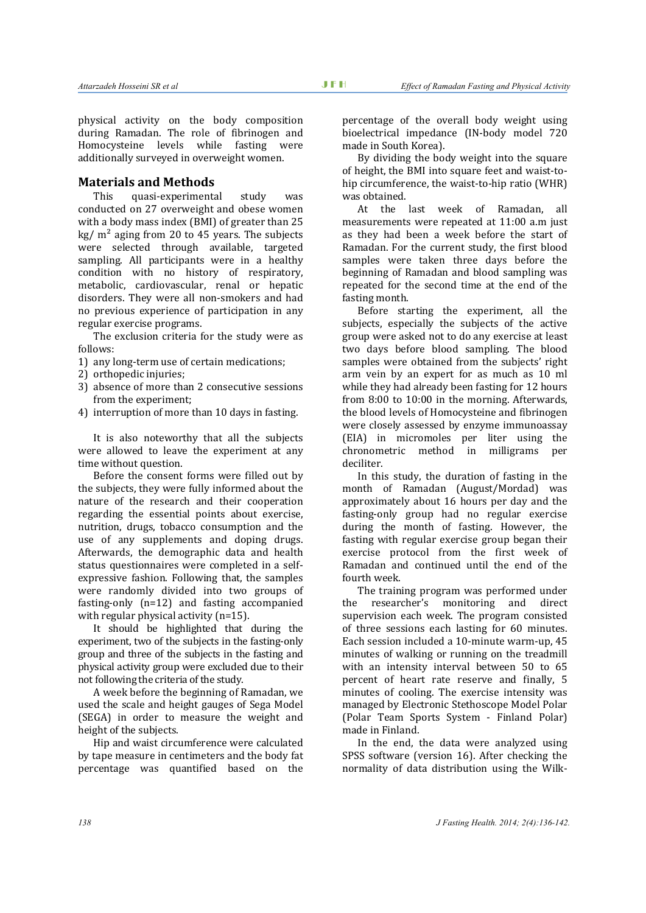physical activity on the body composition during Ramadan. The role of fibrinogen and Homocysteine levels while fasting were additionally surveyed in overweight women.

## Materials and Methods

This quasi-experimental study was conducted on 27 overweight and obese women with a body mass index (BMI) of greater than 25 kg/ $m^2$ aging from 20 to 45 years. The subjects were selected through available, targeted sampling. All participants were in a healthy condition with no history of respiratory, metabolic, cardiovascular, renal or hepatic disorders. They were all non-smokers and had no previous experience of participation in any regular exercise programs.

The exclusion criteria for the study were as follows:

1) any long-term use of certain medications;
2) orthopedic injuries;
3) absence of more than 2 consecutive sessions from the experiment;
4) interruption of more than 10 days in fasting.

It is also noteworthy that all the subjects were allowed to leave the experiment at any time without question.

Before the consent forms were filled out by the subjects, they were fully informed about the nature of the research and their cooperation regarding the essential points about exercise, nutrition, drugs, tobacco consumption and the use of any supplements and doping drugs. Afterwards, the demographic data and health status questionnaires were completed in a self-expressive fashion. Following that, the samples were randomly divided into two groups of fasting-only (n=12) and fasting accompanied with regular physical activity (n=15).

It should be highlighted that during the experiment, two of the subjects in the fasting-only group and three of the subjects in the fasting and physical activity group were excluded due to their not following the criteria of the study.

A week before the beginning of Ramadan, we used the scale and height gauges of Sega Model (SEGA) in order to measure the weight and height of the subjects.

Hip and waist circumference were calculated by tape measure in centimeters and the body fat percentage was quantified based on the percentage of the overall body weight using bioelectrical impedance (IN-body model 720 made in South Korea).

By dividing the body weight into the square of height, the BMI into square feet and waist-to-hip circumference, the waist-to-hip ratio (WHR) was obtained.

At the last week of Ramadan, all measurements were repeated at 11:00 a.m just as they had been a week before the start of Ramadan. For the current study, the first blood samples were taken three days before the beginning of Ramadan and blood sampling was repeated for the second time at the end of the fasting month.

Before starting the experiment, all the subjects, especially the subjects of the active group were asked not to do any exercise at least two days before blood sampling. The blood samples were obtained from the subjects' right arm vein by an expert for as much as 10 ml while they had already been fasting for 12 hours from 8:00 to 10:00 in the morning. Afterwards, the blood levels of Homocysteine and fibrinogen were closely assessed by enzyme immunoassay (EIA) in micromoles per liter using the chronometric method in milligrams per deciliter.

In this study, the duration of fasting in the month of Ramadan (August/Mordad) was approximately about 16 hours per day and the fasting-only group had no regular exercise during the month of fasting. However, the fasting with regular exercise group began their exercise protocol from the first week of Ramadan and continued until the end of the fourth week.

The training program was performed under the researcher's monitoring and direct supervision each week. The program consisted of three sessions each lasting for 60 minutes. Each session included a 10-minute warm-up, 45 minutes of walking or running on the treadmill with an intensity interval between 50 to 65 percent of heart rate reserve and finally, 5 minutes of cooling. The exercise intensity was managed by Electronic Stethoscope Model Polar (Polar Team Sports System - Finland Polar) made in Finland.

In the end, the data were analyzed using SPSS software (version 16). After checking the normality of data distribution using the Wilk-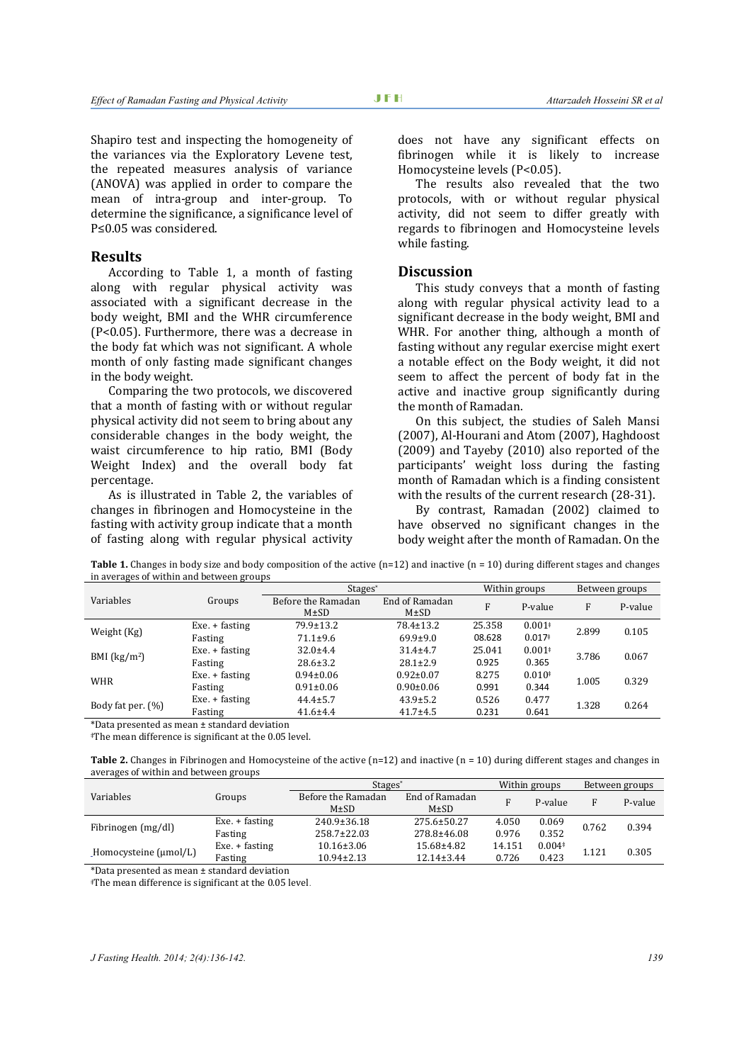Shapiro test and inspecting the homogeneity of the variances via the Exploratory Levene test, the repeated measures analysis of variance (ANOVA) was applied in order to compare the mean of intra-group and inter-group. To determine the significance, a significance level of P≤0.05 was considered.

## Results

According to Table 1, a month of fasting along with regular physical activity was associated with a significant decrease in the body weight, BMI and the WHR circumference (P<0.05). Furthermore, there was a decrease in the body fat which was not significant. A whole month of only fasting made significant changes in the body weight.

Comparing the two protocols, we discovered that a month of fasting with or without regular physical activity did not seem to bring about any considerable changes in the body weight, the waist circumference to hip ratio, BMI (Body Weight Index) and the overall body fat percentage.

As is illustrated in Table 2, the variables of changes in fibrinogen and Homocysteine in the fasting with activity group indicate that a month of fasting along with regular physical activity does not have any significant effects on fibrinogen while it is likely to increase Homocysteine levels (P<0.05).

The results also revealed that the two protocols, with or without regular physical activity, did not seem to differ greatly with regards to fibrinogen and Homocysteine levels while fasting.

## Discussion

This study conveys that a month of fasting along with regular physical activity lead to a significant decrease in the body weight, BMI and WHR. For another thing, although a month of fasting without any regular exercise might exert a notable effect on the Body weight, it did not seem to affect the percent of body fat in the active and inactive group significantly during the month of Ramadan.

On this subject, the studies of Saleh Mansi (2007), Al-Hourani and Atom (2007), Haghdoost (2009) and Tayeby (2010) also reported of the participants' weight loss during the fasting month of Ramadan which is a finding consistent with the results of the current research (28-31).

By contrast, Ramadan (2002) claimed to have observed no significant changes in the body weight after the month of Ramadan. On the

**Table 1.** Changes in body size and body composition of the active (n=12) and inactive (n = 10) during different stages and changes in averages of within and between groups

| Variables | Groups | Stages* | | Within groups | | Between groups | |
|---|---|---|---|---|---|---|---|
| | | Before the Ramadan M±SD | End of Ramadan M±SD | F | P-value | F | P-value |
| Weight (Kg) | Exe. + fasting | 79.9±13.2 | 78.4±13.2 | 25.358 | 0.001‡ | 2.899 | 0.105 |
| | Fasting | 71.1±9.6 | 69.9±9.0 | 08.628 | 0.017‡ | | |
| BMI (kg/m$^2$) | Exe. + fasting | 32.0±4.4 | 31.4±4.7 | 25.041 | 0.001‡ | 3.786 | 0.067 |
| | Fasting | 28.6±3.2 | 28.1±2.9 | 0.925 | 0.365 | | |
| WHR | Exe. + fasting | 0.94±0.06 | 0.92±0.07 | 8.275 | 0.010‡ | 1.005 | 0.329 |
| | Fasting | 0.91±0.06 | 0.90±0.06 | 0.991 | 0.344 | | |
| Body fat per. (%) | Exe. + fasting | 44.4±5.7 | 43.9±5.2 | 0.526 | 0.477 | 1.328 | 0.264 |
| | Fasting | 41.6±4.4 | 41.7±4.5 | 0.231 | 0.641 | | |

*Data presented as mean ± standard deviation

‡The mean difference is significant at the 0.05 level.

**Table 2.** Changes in Fibrinogen and Homocysteine of the active (n=12) and inactive (n = 10) during different stages and changes in averages of within and between groups

| Variables | Groups | Stages* | | Within groups | | Between groups | |
|---|---|---|---|---|---|---|---|
| | | Before the Ramadan M±SD | End of Ramadan M±SD | F | P-value | F | P-value |
| Fibrinogen (mg/dl) | Exe. + fasting | 240.9±36.18 | 275.6±50.27 | 4.050 | 0.069 | 0.762 | 0.394 |
| | Fasting | 258.7±22.03 | 278.8±46.08 | 0.976 | 0.352 | | |
| Homocysteine (µmol/L) | Exe. + fasting | 10.16±3.06 | 15.68±4.82 | 14.151 | 0.004‡ | 1.121 | 0.305 |
| | Fasting | 10.94±2.13 | 12.14±3.44 | 0.726 | 0.423 | | |

*Data presented as mean ± standard deviation

‡The mean difference is significant at the 0.05 level.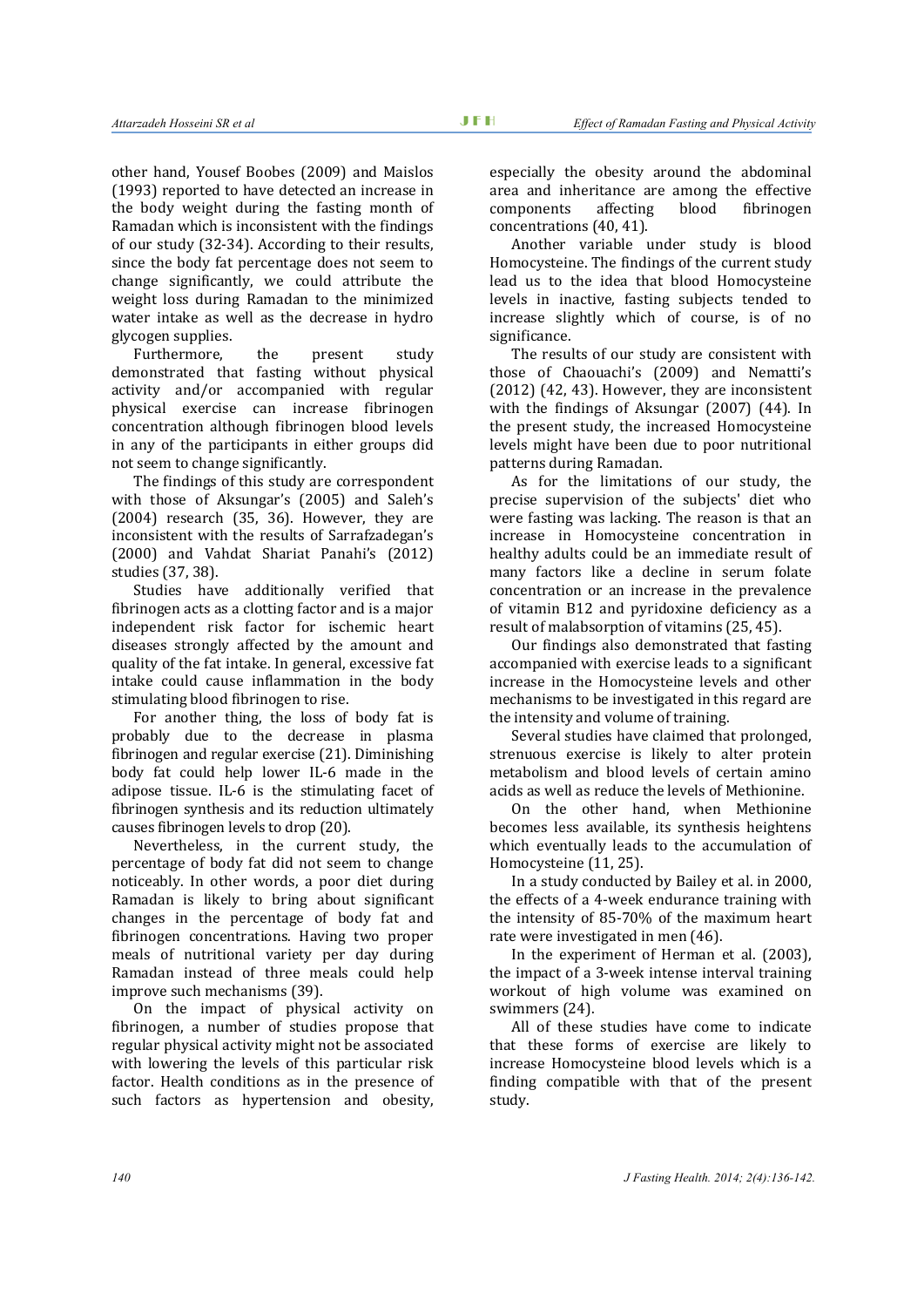other hand, Yousef Boobes (2009) and Maislos (1993) reported to have detected an increase in the body weight during the fasting month of Ramadan which is inconsistent with the findings of our study (32-34). According to their results, since the body fat percentage does not seem to change significantly, we could attribute the weight loss during Ramadan to the minimized water intake as well as the decrease in hydro glycogen supplies.

Furthermore, the present study demonstrated that fasting without physical activity and/or accompanied with regular physical exercise can increase fibrinogen concentration although fibrinogen blood levels in any of the participants in either groups did not seem to change significantly.

The findings of this study are correspondent with those of Aksungar's (2005) and Saleh's (2004) research (35, 36). However, they are inconsistent with the results of Sarrafzadegan's (2000) and Vahdat Shariat Panahi's (2012) studies (37, 38).

Studies have additionally verified that fibrinogen acts as a clotting factor and is a major independent risk factor for ischemic heart diseases strongly affected by the amount and quality of the fat intake. In general, excessive fat intake could cause inflammation in the body stimulating blood fibrinogen to rise.

For another thing, the loss of body fat is probably due to the decrease in plasma fibrinogen and regular exercise (21). Diminishing body fat could help lower IL-6 made in the adipose tissue. IL-6 is the stimulating facet of fibrinogen synthesis and its reduction ultimately causes fibrinogen levels to drop (20).

Nevertheless, in the current study, the percentage of body fat did not seem to change noticeably. In other words, a poor diet during Ramadan is likely to bring about significant changes in the percentage of body fat and fibrinogen concentrations. Having two proper meals of nutritional variety per day during Ramadan instead of three meals could help improve such mechanisms (39).

On the impact of physical activity on fibrinogen, a number of studies propose that regular physical activity might not be associated with lowering the levels of this particular risk factor. Health conditions as in the presence of such factors as hypertension and obesity, especially the obesity around the abdominal area and inheritance are among the effective components affecting blood fibrinogen concentrations (40, 41).

Another variable under study is blood Homocysteine. The findings of the current study lead us to the idea that blood Homocysteine levels in inactive, fasting subjects tended to increase slightly which of course, is of no significance.

The results of our study are consistent with those of Chaouachi's (2009) and Nematti's (2012) (42, 43). However, they are inconsistent with the findings of Aksungar (2007) (44). In the present study, the increased Homocysteine levels might have been due to poor nutritional patterns during Ramadan.

As for the limitations of our study, the precise supervision of the subjects' diet who were fasting was lacking. The reason is that an increase in Homocysteine concentration in healthy adults could be an immediate result of many factors like a decline in serum folate concentration or an increase in the prevalence of vitamin B12 and pyridoxine deficiency as a result of malabsorption of vitamins (25, 45).

Our findings also demonstrated that fasting accompanied with exercise leads to a significant increase in the Homocysteine levels and other mechanisms to be investigated in this regard are the intensity and volume of training.

Several studies have claimed that prolonged, strenuous exercise is likely to alter protein metabolism and blood levels of certain amino acids as well as reduce the levels of Methionine.

On the other hand, when Methionine becomes less available, its synthesis heightens which eventually leads to the accumulation of Homocysteine (11, 25).

In a study conducted by Bailey et al. in 2000, the effects of a 4-week endurance training with the intensity of 85-70% of the maximum heart rate were investigated in men (46).

In the experiment of Herman et al. (2003), the impact of a 3-week intense interval training workout of high volume was examined on swimmers (24).

All of these studies have come to indicate that these forms of exercise are likely to increase Homocysteine blood levels which is a finding compatible with that of the present study.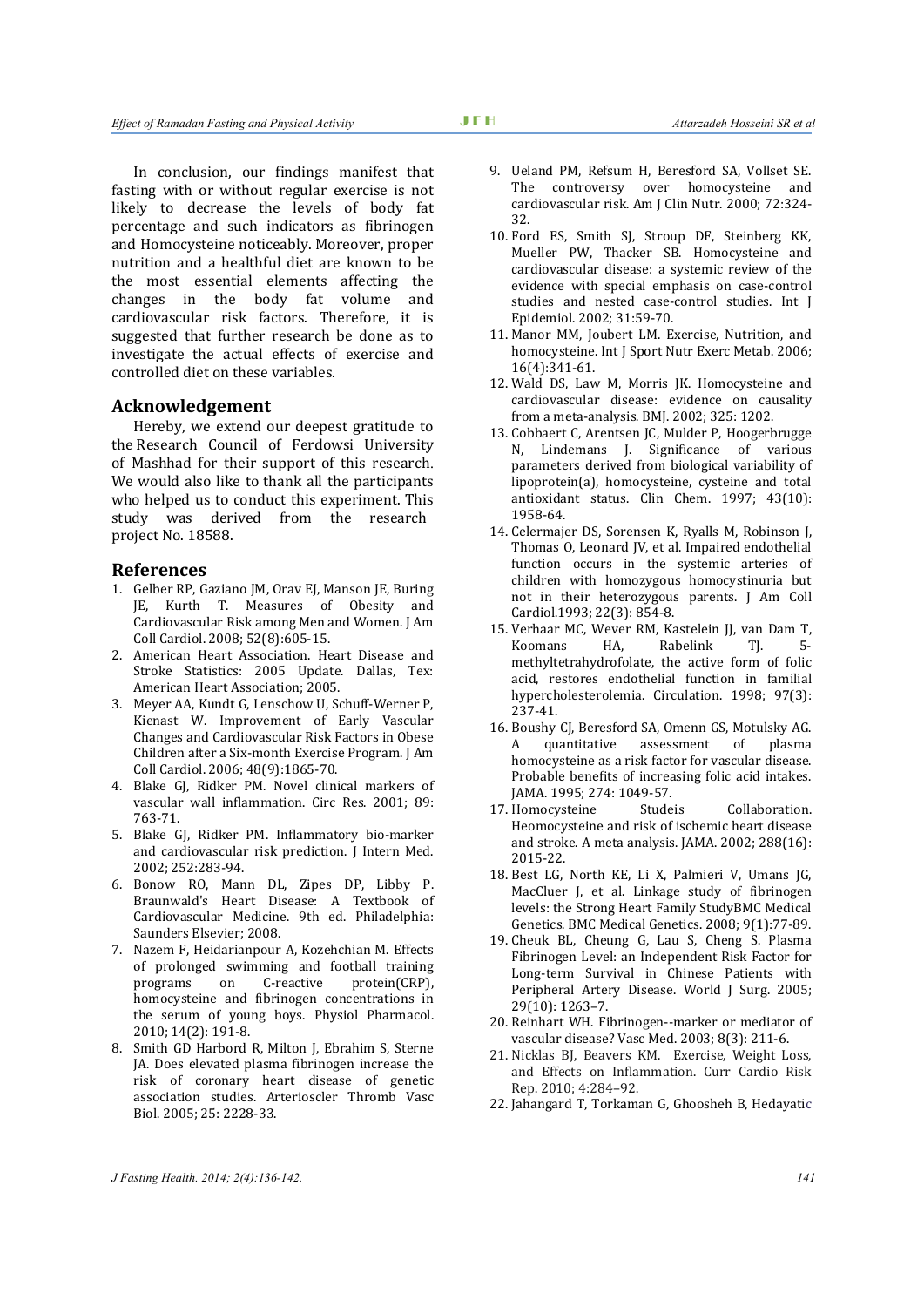In conclusion, our findings manifest that fasting with or without regular exercise is not likely to decrease the levels of body fat percentage and such indicators as fibrinogen and Homocysteine noticeably. Moreover, proper nutrition and a healthful diet are known to be the most essential elements affecting the changes in the body fat volume and cardiovascular risk factors. Therefore, it is suggested that further research be done as to investigate the actual effects of exercise and controlled diet on these variables.

## Acknowledgement

Hereby, we extend our deepest gratitude to the Research Council of Ferdowsi University of Mashhad for their support of this research. We would also like to thank all the participants who helped us to conduct this experiment. This study was derived from the research project No. 18588.

## References

1. Gelber RP, Gaziano JM, Orav EJ, Manson JE, Buring JE, Kurth T. Measures of Obesity and Cardiovascular Risk among Men and Women. J Am Coll Cardiol. 2008; 52(8):605-15.
2. American Heart Association. Heart Disease and Stroke Statistics: 2005 Update. Dallas, Tex: American Heart Association; 2005.
3. Meyer AA, Kundt G, Lenschow U, Schuff-Werner P, Kienast W. Improvement of Early Vascular Changes and Cardiovascular Risk Factors in Obese Children after a Six-month Exercise Program. J Am Coll Cardiol. 2006; 48(9):1865-70.
4. Blake GJ, Ridker PM. Novel clinical markers of vascular wall inflammation. Circ Res. 2001; 89: 763-71.
5. Blake GJ, Ridker PM. Inflammatory bio-marker and cardiovascular risk prediction. J Intern Med. 2002; 252:283-94.
6. Bonow RO, Mann DL, Zipes DP, Libby P. Braunwald's Heart Disease: A Textbook of Cardiovascular Medicine. 9th ed. Philadelphia: Saunders Elsevier; 2008.
7. Nazem F, Heidarianpour A, Kozehchian M. Effects of prolonged swimming and football training programs on C-reactive protein(CRP), homocysteine and fibrinogen concentrations in the serum of young boys. Physiol Pharmacol. 2010; 14(2): 191-8.
8. Smith GD Harbord R, Milton J, Ebrahim S, Sterne JA. Does elevated plasma fibrinogen increase the risk of coronary heart disease of genetic association studies. Arterioscler Thromb Vasc Biol. 2005; 25: 2228-33.
9. Ueland PM, Refsum H, Beresford SA, Vollset SE. The controversy over homocysteine and cardiovascular risk. Am J Clin Nutr. 2000; 72:324-32.
10. Ford ES, Smith SJ, Stroup DF, Steinberg KK, Mueller PW, Thacker SB. Homocysteine and cardiovascular disease: a systemic review of the evidence with special emphasis on case-control studies and nested case-control studies. Int J Epidemiol. 2002; 31:59-70.
11. Manor MM, Joubert LM. Exercise, Nutrition, and homocysteine. Int J Sport Nutr Exerc Metab. 2006; 16(4):341-61.
12. Wald DS, Law M, Morris JK. Homocysteine and cardiovascular disease: evidence on causality from a meta-analysis. BMJ. 2002; 325: 1202.
13. Cobbaert C, Arentsen JC, Mulder P, Hoogerbrugge N, Lindemans J. Significance of various parameters derived from biological variability of lipoprotein(a), homocysteine, cysteine and total antioxidant status. Clin Chem. 1997; 43(10): 1958-64.
14. Celermajer DS, Sorensen K, Ryalls M, Robinson J, Thomas O, Leonard JV, et al. Impaired endothelial function occurs in the systemic arteries of children with homozygous homocystinuria but not in their heterozygous parents. J Am Coll Cardiol.1993; 22(3): 854-8.
15. Verhaar MC, Wever RM, Kastelein JJ, van Dam T, Koomans HA, Rabelink TJ. 5-methyltetrahydrofolate, the active form of folic acid, restores endothelial function in familial hypercholesterolemia. Circulation. 1998; 97(3): 237-41.
16. Boushy CJ, Beresford SA, Omenn GS, Motulsky AG. A quantitative assessment of plasma homocysteine as a risk factor for vascular disease. Probable benefits of increasing folic acid intakes. JAMA. 1995; 274: 1049-57.
17. Homocysteine Studeis Collaboration. Heomocysteine and risk of ischemic heart disease and stroke. A meta analysis. JAMA. 2002; 288(16): 2015-22.
18. Best LG, North KE, Li X, Palmieri V, Umans JG, MacCluer J, et al. Linkage study of fibrinogen levels: the Strong Heart Family StudyBMC Medical Genetics. BMC Medical Genetics. 2008; 9(1):77-89.
19. Cheuk BL, Cheung G, Lau S, Cheng S. Plasma Fibrinogen Level: an Independent Risk Factor for Long-term Survival in Chinese Patients with Peripheral Artery Disease. World J Surg. 2005; 29(10): 1263–7.
20. Reinhart WH. Fibrinogen--marker or mediator of vascular disease? Vasc Med. 2003; 8(3): 211-6.
21. Nicklas BJ, Beavers KM. Exercise, Weight Loss, and Effects on Inflammation. Curr Cardio Risk Rep. 2010; 4:284–92.
22. Jahangard T, Torkaman G, Ghoosheh B, Hedayatic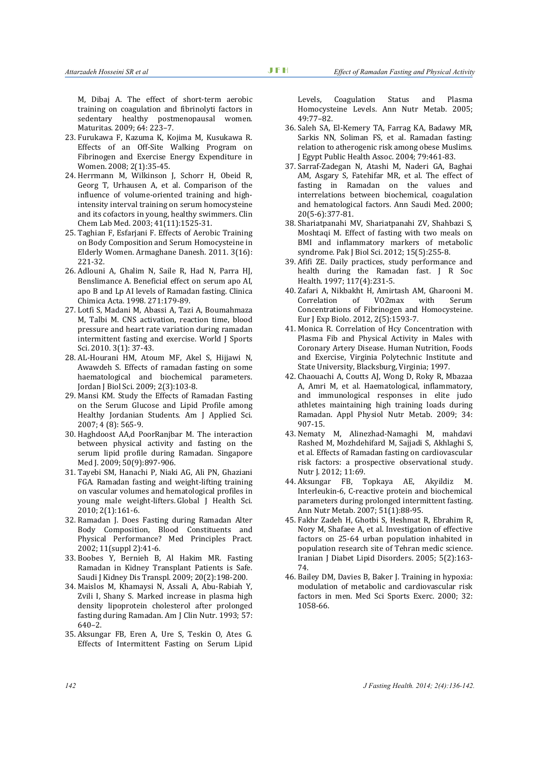M, Dibaj A. The effect of short-term aerobic training on coagulation and fibrinolyti factors in sedentary healthy postmenopausal women. Maturitas. 2009; 64: 223–7.

23. Furukawa F, Kazuma K, Kojima M, Kusukawa R. Effects of an Off-Site Walking Program on Fibrinogen and Exercise Energy Expenditure in Women. 2008; 2(1):35-45.
24. Herrmann M, Wilkinson J, Schorr H, Obeid R, Georg T, Urhausen A, et al. Comparison of the influence of volume-oriented training and high-intensity interval training on serum homocysteine and its cofactors in young, healthy swimmers. Clin Chem Lab Med. 2003; 41(11):1525-31.
25. Taghian F, Esfarjani F. Effects of Aerobic Training on Body Composition and Serum Homocysteine in Elderly Women. Armaghane Danesh. 2011. 3(16): 221-32.
26. Adlouni A, Ghalim N, Saile R, Had N, Parra HJ, Benslimance A. Beneficial effect on serum apo AI, apo B and Lp AI levels of Ramadan fasting. Clinica Chimica Acta. 1998. 271:179-89.
27. Lotfi S, Madani M, Abassi A, Tazi A, Boumahmaza M, Talbi M. CNS activation, reaction time, blood pressure and heart rate variation during ramadan intermittent fasting and exercise. World J Sports Sci. 2010. 3(1): 37-43.
28. AL-Hourani HM, Atoum MF, Akel S, Hijjawi N, Awawdeh S. Effects of ramadan fasting on some haematological and biochemical parameters. Jordan J Biol Sci. 2009; 2(3):103-8.
29. Mansi KM. Study the Effects of Ramadan Fasting on the Serum Glucose and Lipid Profile among Healthy Jordanian Students. Am J Applied Sci. 2007; 4 (8): 565-9.
30. Haghdoost AA,d PoorRanjbar M. The interaction between physical activity and fasting on the serum lipid profile during Ramadan. Singapore Med J. 2009; 50(9):897-906.
31. Tayebi SM, Hanachi P, Niaki AG, Ali PN, Ghaziani FGA. Ramadan fasting and weight-lifting training on vascular volumes and hematological profiles in young male weight-lifters. Global J Health Sci. 2010; 2(1):161-6.
32. Ramadan J. Does Fasting during Ramadan Alter Body Composition, Blood Constituents and Physical Performance? Med Principles Pract. 2002; 11(suppl 2):41-6.
33. Boobes Y, Bernieh B, Al Hakim MR. Fasting Ramadan in Kidney Transplant Patients is Safe. Saudi J Kidney Dis Transpl. 2009; 20(2):198-200.
34. Maislos M, Khamaysi N, Assali A, Abu-Rabiah Y, Zvili I, Shany S. Marked increase in plasma high density lipoprotein cholesterol after prolonged fasting during Ramadan. Am J Clin Nutr. 1993; 57: 640–2.
35. Aksungar FB, Eren A, Ure S, Teskin O, Ates G. Effects of Intermittent Fasting on Serum Lipid Levels, Coagulation Status and Plasma Homocysteine Levels. Ann Nutr Metab. 2005; 49:77–82.
36. Saleh SA, El-Kemery TA, Farrag KA, Badawy MR, Sarkis NN, Soliman FS, et al. Ramadan fasting: relation to atherogenic risk among obese Muslims. J Egypt Public Health Assoc. 2004; 79:461-83.
37. Sarraf-Zadegan N, Atashi M, Naderi GA, Baghai AM, Asgary S, Fatehifar MR, et al. The effect of fasting in Ramadan on the values and interrelations between biochemical, coagulation and hematological factors. Ann Saudi Med. 2000; 20(5-6):377-81.
38. Shariatpanahi MV, Shariatpanahi ZV, Shahbazi S, Moshtaqi M. Effect of fasting with two meals on BMI and inflammatory markers of metabolic syndrome. Pak J Biol Sci. 2012; 15(5):255-8.
39. Afifi ZE. Daily practices, study performance and health during the Ramadan fast. J R Soc Health. 1997; 117(4):231-5.
40. Zafari A, Nikbakht H, Amirtash AM, Gharooni M. Correlation of VO2max with Serum Concentrations of Fibrinogen and Homocysteine. Eur J Exp Biolo. 2012, 2(5):1593-7.
41. Monica R. Correlation of Hcy Concentration with Plasma Fib and Physical Activity in Males with Coronary Artery Disease. Human Nutrition, Foods and Exercise, Virginia Polytechnic Institute and State University, Blacksburg, Virginia; 1997.
42. Chaouachi A, Coutts AJ, Wong D, Roky R, Mbazaa A, Amri M, et al. Haematological, inflammatory, and immunological responses in elite judo athletes maintaining high training loads during Ramadan. Appl Physiol Nutr Metab. 2009; 34: 907-15.
43. Nematy M, Alinezhad-Namaghi M, mahdavi Rashed M, Mozhdehifard M, Sajjadi S, Akhlaghi S, et al. Effects of Ramadan fasting on cardiovascular risk factors: a prospective observational study. Nutr J. 2012; 11:69.
44. Aksungar FB, Topkaya AE, Akyildiz M. Interleukin-6, C-reactive protein and biochemical parameters during prolonged intermittent fasting. Ann Nutr Metab. 2007; 51(1):88-95.
45. Fakhr Zadeh H, Ghotbi S, Heshmat R, Ebrahim R, Nory M, Shafaee A, et al. Investigation of effective factors on 25-64 urban population inhabited in population research site of Tehran medic science. Iranian J Diabet Lipid Disorders. 2005; 5(2):163-74.
46. Bailey DM, Davies B, Baker J. Training in hypoxia: modulation of metabolic and cardiovascular risk factors in men. Med Sci Sports Exerc. 2000; 32: 1058-66.